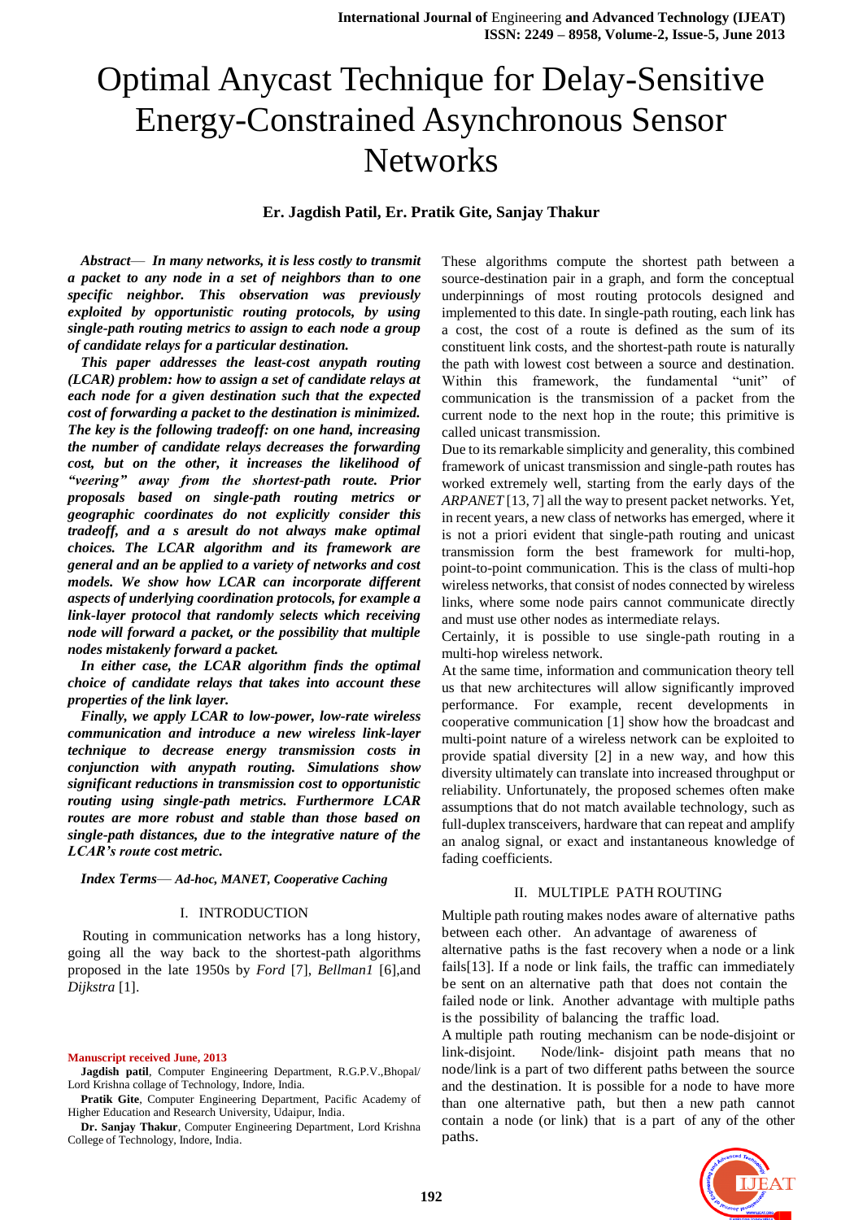# Optimal Anycast Technique for Delay-Sensitive Energy-Constrained Asynchronous Sensor Networks

**Er. Jagdish Patil, Er. Pratik Gite, Sanjay Thakur**

***Abstract*— *In many networks, it is less costly to transmit a packet to any node in a set of neighbors than to one specific neighbor. This observation was previously exploited by opportunistic routing protocols, by using single-path routing metrics to assign to each node a group of candidate relays for a particular destination.***

***This paper addresses the least-cost anypath routing (LCAR) problem: how to assign a set of candidate relays at each node for a given destination such that the expected cost of forwarding a packet to the destination is minimized. The key is the following tradeoff: on one hand, increasing the number of candidate relays decreases the forwarding cost, but on the other, it increases the likelihood of "veering" away from the shortest-path route. Prior proposals based on single-path routing metrics or geographic coordinates do not explicitly consider this tradeoff, and a s aresult do not always make optimal choices. The LCAR algorithm and its framework are general and an be applied to a variety of networks and cost models. We show how LCAR can incorporate different aspects of underlying coordination protocols, for example a link-layer protocol that randomly selects which receiving node will forward a packet, or the possibility that multiple nodes mistakenly forward a packet.***

***In either case, the LCAR algorithm finds the optimal choice of candidate relays that takes into account these properties of the link layer.***

***Finally, we apply LCAR to low-power, low-rate wireless communication and introduce a new wireless link-layer technique to decrease energy transmission costs in conjunction with anypath routing. Simulations show significant reductions in transmission cost to opportunistic routing using single-path metrics. Furthermore LCAR routes are more robust and stable than those based on single-path distances, due to the integrative nature of the LCAR's route cost metric.***

***Index Terms*— *Ad-hoc, MANET, Cooperative Caching***

## I. INTRODUCTION

Routing in communication networks has a long history, going all the way back to the shortest-path algorithms proposed in the late 1950s by *Ford* [7], *Bellman1* [6],and *Dijkstra* [1].

These algorithms compute the shortest path between a source-destination pair in a graph, and form the conceptual underpinnings of most routing protocols designed and implemented to this date. In single-path routing, each link has a cost, the cost of a route is defined as the sum of its constituent link costs, and the shortest-path route is naturally the path with lowest cost between a source and destination. Within this framework, the fundamental "unit" of communication is the transmission of a packet from the current node to the next hop in the route; this primitive is called unicast transmission.

Due to its remarkable simplicity and generality, this combined framework of unicast transmission and single-path routes has worked extremely well, starting from the early days of the *ARPANET* [13, 7] all the way to present packet networks. Yet, in recent years, a new class of networks has emerged, where it is not a priori evident that single-path routing and unicast transmission form the best framework for multi-hop, point-to-point communication. This is the class of multi-hop wireless networks, that consist of nodes connected by wireless links, where some node pairs cannot communicate directly and must use other nodes as intermediate relays.

Certainly, it is possible to use single-path routing in a multi-hop wireless network.

At the same time, information and communication theory tell us that new architectures will allow significantly improved performance. For example, recent developments in cooperative communication [1] show how the broadcast and multi-point nature of a wireless network can be exploited to provide spatial diversity [2] in a new way, and how this diversity ultimately can translate into increased throughput or reliability. Unfortunately, the proposed schemes often make assumptions that do not match available technology, such as full-duplex transceivers, hardware that can repeat and amplify an analog signal, or exact and instantaneous knowledge of fading coefficients.

## II. MULTIPLE PATH ROUTING

Multiple path routing makes nodes aware of alternative paths between each other. An advantage of awareness of alternative paths is the fast recovery when a node or a link fails[13]. If a node or link fails, the traffic can immediately be sent on an alternative path that does not contain the failed node or link. Another advantage with multiple paths is the possibility of balancing the traffic load.

A multiple path routing mechanism can be node-disjoint or link-disjoint. Node/link- disjoint path means that no node/link is a part of two different paths between the source and the destination. It is possible for a node to have more than one alternative path, but then a new path cannot contain a node (or link) that is a part of any of the other paths.

**Manuscript received June, 2013**

**Jagdish patil**, Computer Engineering Department, R.G.P.V.,Bhopal/ Lord Krishna collage of Technology, Indore, India.

**Pratik Gite**, Computer Engineering Department, Pacific Academy of Higher Education and Research University, Udaipur, India.

**Dr. Sanjay Thakur**, Computer Engineering Department, Lord Krishna College of Technology, Indore, India.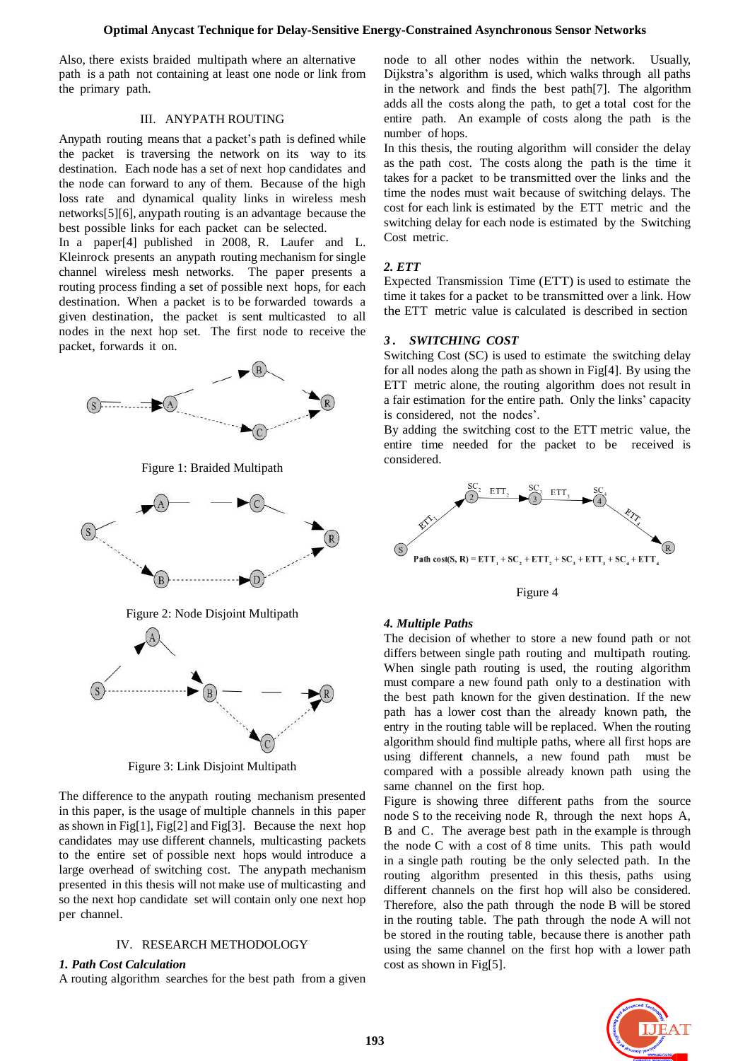Also, there exists braided multipath where an alternative path is a path not containing at least one node or link from the primary path.

## III. ANYPATH ROUTING

Anypath routing means that a packet's path is defined while the packet is traversing the network on its way to its destination. Each node has a set of next hop candidates and the node can forward to any of them. Because of the high loss rate and dynamical quality links in wireless mesh networks[5][6], anypath routing is an advantage because the best possible links for each packet can be selected.

In a paper[4] published in 2008, R. Laufer and L. Kleinrock presents an anypath routing mechanism for single channel wireless mesh networks. The paper presents a routing process finding a set of possible next hops, for each destination. When a packet is to be forwarded towards a given destination, the packet is sent multicasted to all nodes in the next hop set. The first node to receive the packet, forwards it on.

S A B C R

Figure 1: Braided Multipath

S A C B D R

Figure 2: Node Disjoint Multipath

S A B C R

Figure 3: Link Disjoint Multipath

The difference to the anypath routing mechanism presented in this paper, is the usage of multiple channels in this paper as shown in Fig[1], Fig[2] and Fig[3]. Because the next hop candidates may use different channels, multicasting packets to the entire set of possible next hops would introduce a large overhead of switching cost. The anypath mechanism presented in this thesis will not make use of multicasting and so the next hop candidate set will contain only one next hop per channel.

## IV. RESEARCH METHODOLOGY

### *1. Path Cost Calculation*

A routing algorithm searches for the best path from a given node to all other nodes within the network. Usually, Dijkstra's algorithm is used, which walks through all paths in the network and finds the best path[7]. The algorithm adds all the costs along the path, to get a total cost for the entire path. An example of costs along the path is the number of hops.

In this thesis, the routing algorithm will consider the delay as the path cost. The costs along the path is the time it takes for a packet to be transmitted over the links and the time the nodes must wait because of switching delays. The cost for each link is estimated by the ETT metric and the switching delay for each node is estimated by the Switching Cost metric.

### *2. ETT*

Expected Transmission Time (ETT) is used to estimate the time it takes for a packet to be transmitted over a link. How the ETT metric value is calculated is described in section

### *3. SWITCHING COST*

Switching Cost (SC) is used to estimate the switching delay for all nodes along the path as shown in Fig[4]. By using the ETT metric alone, the routing algorithm does not result in a fair estimation for the entire path. Only the links' capacity is considered, not the nodes'.

By adding the switching cost to the ETT metric value, the entire time needed for the packet to be received is considered.

S 2 3 4 R $SC_2$ $SC_3$ $SC_4$ $ETT_1$ $ETT_2$ $ETT_3$ $ETT_4$

Path cost(S, R) = $ETT_1 + SC_2 + ETT_2 + SC_3 + ETT_3 + SC_4 + ETT_4$

Figure 4

### *4. Multiple Paths*

The decision of whether to store a new found path or not differs between single path routing and multipath routing. When single path routing is used, the routing algorithm must compare a new found path only to a destination with the best path known for the given destination. If the new path has a lower cost than the already known path, the entry in the routing table will be replaced. When the routing algorithm should find multiple paths, where all first hops are using different channels, a new found path must be compared with a possible already known path using the same channel on the first hop.

Figure is showing three different paths from the source node S to the receiving node R, through the next hops A, B and C. The average best path in the example is through the node C with a cost of 8 time units. This path would in a single path routing be the only selected path. In the routing algorithm presented in this thesis, paths using different channels on the first hop will also be considered. Therefore, also the path through the node B will be stored in the routing table. The path through the node A will not be stored in the routing table, because there is another path using the same channel on the first hop with a lower path cost as shown in Fig[5].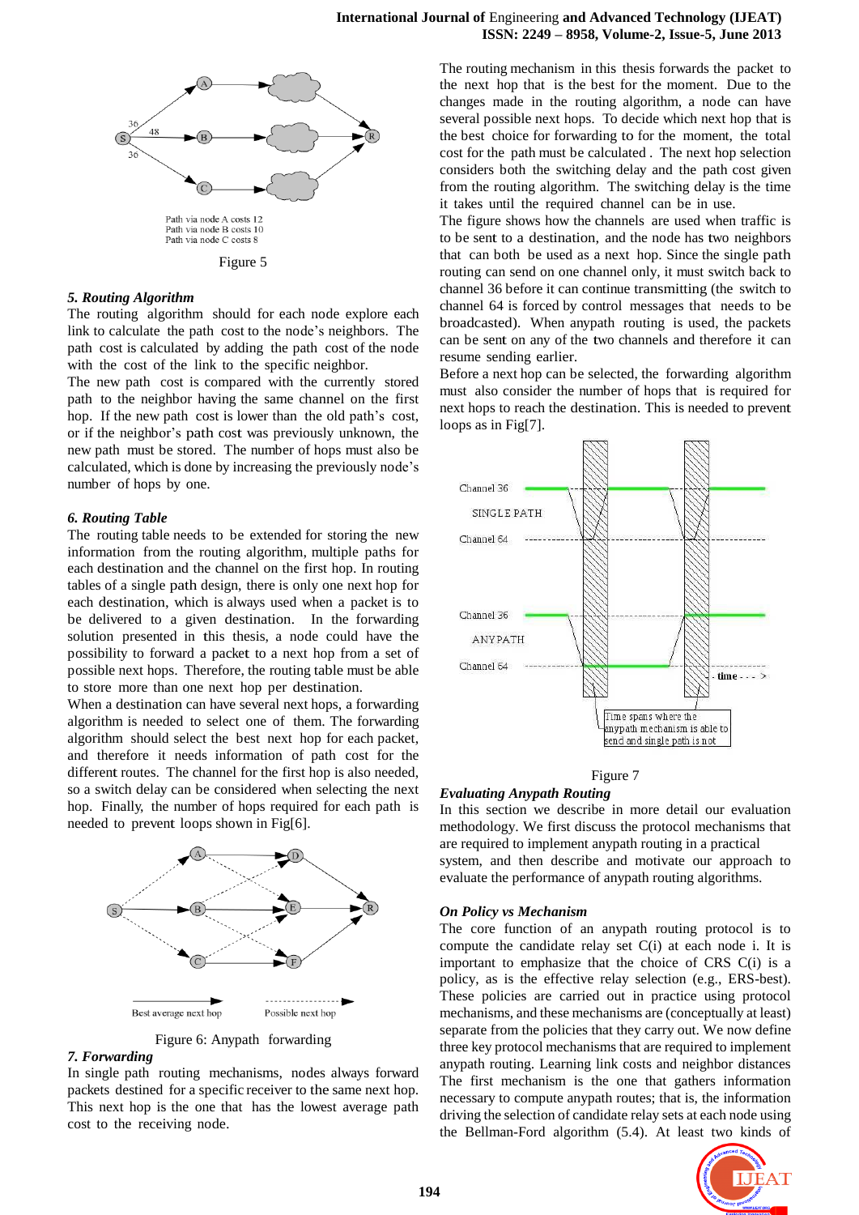36

48

36

A

B

C

S

R

Path via node A costs 12
Path via node B costs 10
Path via node C costs 8

Figure 5

### 5. Routing Algorithm

The routing algorithm should for each node explore each link to calculate the path cost to the node's neighbors. The path cost is calculated by adding the path cost of the node with the cost of the link to the specific neighbor.

The new path cost is compared with the currently stored path to the neighbor having the same channel on the first hop. If the new path cost is lower than the old path's cost, or if the neighbor's path cost was previously unknown, the new path must be stored. The number of hops must also be calculated, which is done by increasing the previously node's number of hops by one.

### 6. Routing Table

The routing table needs to be extended for storing the new information from the routing algorithm, multiple paths for each destination and the channel on the first hop. In routing tables of a single path design, there is only one next hop for each destination, which is always used when a packet is to be delivered to a given destination. In the forwarding solution presented in this thesis, a node could have the possibility to forward a packet to a next hop from a set of possible next hops. Therefore, the routing table must be able to store more than one next hop per destination.

When a destination can have several next hops, a forwarding algorithm is needed to select one of them. The forwarding algorithm should select the best next hop for each packet, and therefore it needs information of path cost to the different routes. The channel for the first hop is also needed, so a switch delay can be considered when selecting the next hop. Finally, the number of hops required for each path is needed to prevent loops shown in Fig[6].

A

D

S

B

E

R

C

F

Best average next hop

Possible next hop

Figure 6: Anypath forwarding

### 7. Forwarding

In single path routing mechanisms, nodes always forward packets destined for a specific receiver to the same next hop. This next hop is the one that has the lowest average path cost to the receiving node.

The routing mechanism in this thesis forwards the packet to the next hop that is the best for the moment. Due to the changes made in the routing algorithm, a node can have several possible next hops. To decide which next hop that is the best choice for forwarding to for the moment, the total cost for the path must be calculated . The next hop selection considers both the switching delay and the path cost given from the routing algorithm. The switching delay is the time it takes until the required channel can be in use.

The figure shows how the channels are used when traffic is to be sent to a destination, and the node has two neighbors that can both be used as a next hop. Since the single path routing can send on one channel only, it must switch back to channel 36 before it can continue transmitting (the switch to channel 64 is forced by control messages that needs to be broadcasted). When anypath routing is used, the packets can be sent on any of the two channels and therefore it can resume sending earlier.

Before a next hop can be selected, the forwarding algorithm must also consider the number of hops that is required for next hops to reach the destination. This is needed to prevent loops as in Fig[7].

Channel 36

SINGLE PATH

Channel 64

Channel 36

ANYPATH

Channel 64

time - - - >

Time spans where the anypath mechanism is able to send and single path is not

Figure 7

### Evaluating Anypath Routing

In this section we describe in more detail our evaluation methodology. We first discuss the protocol mechanisms that are required to implement anypath routing in a practical system, and then describe and motivate our approach to evaluate the performance of anypath routing algorithms.

### On Policy vs Mechanism

The core function of an anypath routing protocol is to compute the candidate relay set C(i) at each node i. It is important to emphasize that the choice of CRS C(i) is a policy, as is the effective relay selection (e.g., ERS-best). These policies are carried out in practice using protocol mechanisms, and these mechanisms are (conceptually at least) separate from the policies that they carry out. We now define three key protocol mechanisms that are required to implement anypath routing. Learning link costs and neighbor distances The first mechanism is the one that gathers information necessary to compute anypath routes; that is, the information driving the selection of candidate relay sets at each node using the Bellman-Ford algorithm (5.4). At least two kinds of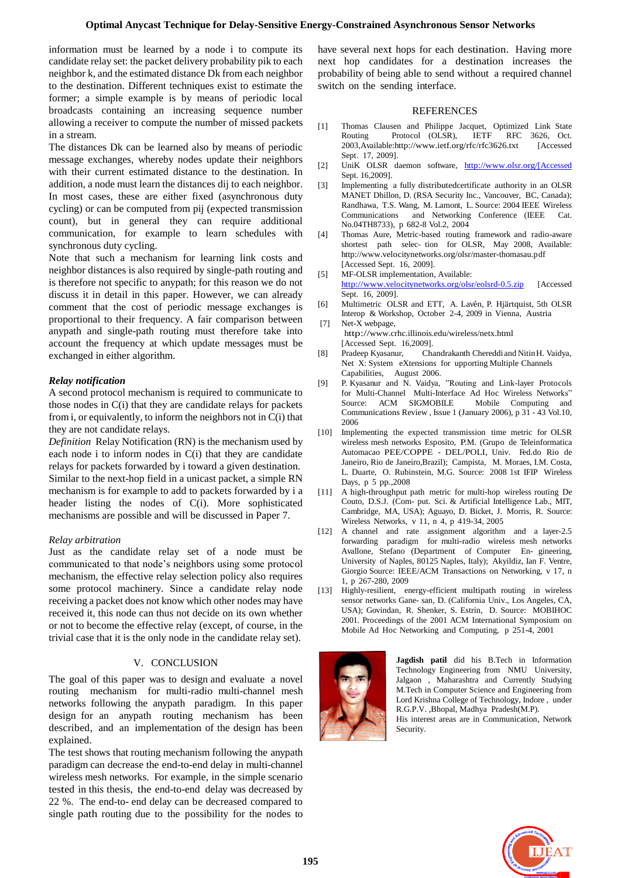information must be learned by a node i to compute its candidate relay set: the packet delivery probability pik to each neighbor k, and the estimated distance Dk from each neighbor to the destination. Different techniques exist to estimate the former; a simple example is by means of periodic local broadcasts containing an increasing sequence number allowing a receiver to compute the number of missed packets in a stream.

The distances Dk can be learned also by means of periodic message exchanges, whereby nodes update their neighbors with their current estimated distance to the destination. In addition, a node must learn the distances dij to each neighbor. In most cases, these are either fixed (asynchronous duty cycling) or can be computed from pij (expected transmission count), but in general they can require additional communication, for example to learn schedules with synchronous duty cycling.

Note that such a mechanism for learning link costs and neighbor distances is also required by single-path routing and is therefore not specific to anypath; for this reason we do not discuss it in detail in this paper. However, we can already comment that the cost of periodic message exchanges is proportional to their frequency. A fair comparison between anypath and single-path routing must therefore take into account the frequency at which update messages must be exchanged in either algorithm.

***Relay notification***

A second protocol mechanism is required to communicate to those nodes in C(i) that they are candidate relays for packets from i, or equivalently, to inform the neighbors not in C(i) that they are not candidate relays.

*Definition* Relay Notification (RN) is the mechanism used by each node i to inform nodes in C(i) that they are candidate relays for packets forwarded by i toward a given destination. Similar to the next-hop field in a unicast packet, a simple RN mechanism is for example to add to packets forwarded by i a header listing the nodes of C(i). More sophisticated mechanisms are possible and will be discussed in Paper 7.

*Relay arbitration*

Just as the candidate relay set of a node must be communicated to that node's neighbors using some protocol mechanism, the effective relay selection policy also requires some protocol machinery. Since a candidate relay node receiving a packet does not know which other nodes may have received it, this node can thus not decide on its own whether or not to become the effective relay (except, of course, in the trivial case that it is the only node in the candidate relay set).

## V. CONCLUSION

The goal of this paper was to design and evaluate a novel routing mechanism for multi-radio multi-channel mesh networks following the anypath paradigm. In this paper design for an anypath routing mechanism has been described, and an implementation of the design has been explained.

The test shows that routing mechanism following the anypath paradigm can decrease the end-to-end delay in multi-channel wireless mesh networks. For example, in the simple scenario tested in this thesis, the end-to-end delay was decreased by 22 %. The end-to- end delay can be decreased compared to single path routing due to the possibility for the nodes to have several next hops for each destination. Having more next hop candidates for a destination increases the probability of being able to send without a required channel switch on the sending interface.

## REFERENCES

[1] Thomas Clausen and Philippe Jacquet, Optimized Link State Routing Protocol (OLSR), IETF RFC 3626, Oct. 2003,Available:http://www.ietf.org/rfc/rfc3626.txt [Accessed Sept. 17, 2009].

[2] UniK OLSR daemon software, http://www.olsr.org/[Accessed Sept. 16,2009].

[3] Implementing a fully distributedcertificate authority in an OLSR MANET Dhillon, D. (RSA Security Inc., Vancouver, BC, Canada); Randhawa, T.S. Wang, M. Lamont, L. Source: 2004 IEEE Wireless Communications and Networking Conference (IEEE Cat. No.04TH8733), p 682-8 Vol.2, 2004

[4] Thomas Aure, Metric-based routing framework and radio-aware shortest path selec- tion for OLSR, May 2008, Available: http://www.velocitynetworks.org/olsr/master-thomasau.pdf [Accessed Sept. 16, 2009].

[5] MF-OLSR implementation, Available: http://www.velocitynetworks.org/olsr/eolsrd-0.5.zip [Accessed Sept. 16, 2009].

[6] Multimetric OLSR and ETT, A. Lavén, P. Hjärtquist, 5th OLSR Interop & Workshop, October 2-4, 2009 in Vienna, Austria

[7] Net-X webpage, http://www.crhc.illinois.edu/wireless/netx.html [Accessed Sept. 16,2009].

[8] Pradeep Kyasanur, Chandrakanth Chereddi and Nitin H. Vaidya, Net X: System eXtensions for upporting Multiple Channels Capabilities, August 2006.

[9] P. Kyasanur and N. Vaidya, "Routing and Link-layer Protocols for Multi-Channel Multi-Interface Ad Hoc Wireless Networks" Source: ACM SIGMOBILE Mobile Computing and Communications Review , Issue 1 (January 2006), p 31 - 43 Vol.10, 2006

[10] Implementing the expected transmission time metric for OLSR wireless mesh networks Esposito, P.M. (Grupo de Teleinformatica Automacao PEE/COPPE - DEL/POLI, Univ. Fed.do Rio de Janeiro, Rio de Janeiro,Brazil); Campista, M. Moraes, I.M. Costa, L. Duarte, O. Rubinstein, M.G. Source: 2008 1st IFIP Wireless Days, p 5 pp.,2008

[11] A high-throughput path metric for multi-hop wireless routing De Couto, D.S.J. (Com- put. Sci. & Artificial Intelligence Lab., MIT, Cambridge, MA, USA); Aguayo, D. Bicket, J. Morris, R. Source: Wireless Networks, v 11, n 4, p 419-34, 2005

[12] A channel and rate assignment algorithm and a layer-2.5 forwarding paradigm for multi-radio wireless mesh networks Avallone, Stefano (Department of Computer En- gineering, University of Naples, 80125 Naples, Italy); Akyildiz, Ian F. Ventre, Giorgio Source: IEEE/ACM Transactions on Networking, v 17, n 1, p 267-280, 2009

[13] Highly-resilient, energy-efficient multipath routing in wireless sensor networks Gane- san, D. (California Univ., Los Angeles, CA, USA); R. Shenker, S. Estrin, D. Source: MOBIHOC 2001. Proceedings of the 2001 ACM International Symposium on Mobile Ad Hoc Networking and Computing, p 251-4, 2001

**Jagdish patil** did his B.Tech in Information Technology Engineering from NMU University, Jalgaon , Maharashtra and Currently Studying M.Tech in Computer Science and Engineering from Lord Krishna College of Technology, Indore , under R.G.P.V. ,Bhopal, Madhya Pradesh(M.P).

His interest areas are in Communication, Network Security.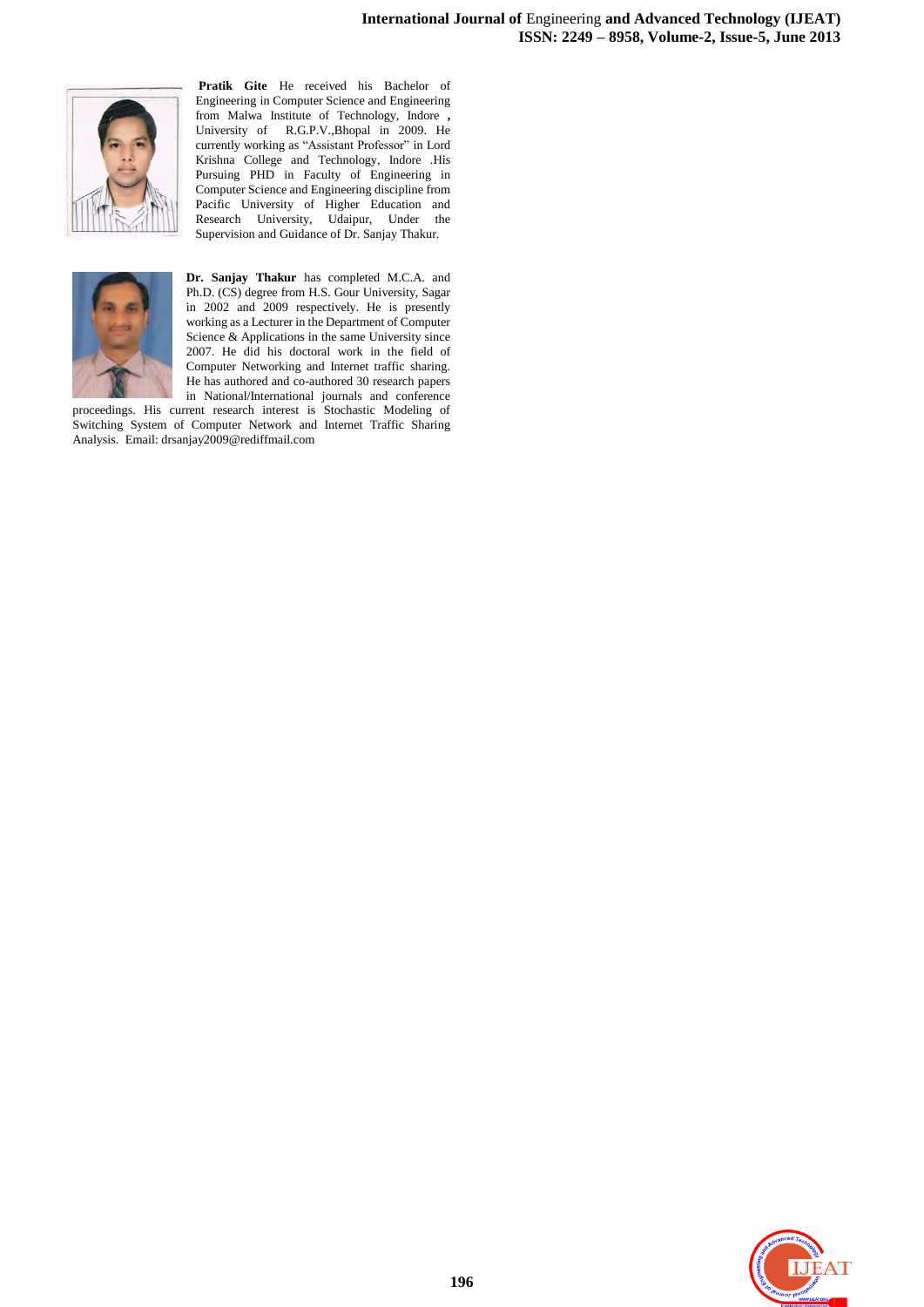**Pratik Gite** He received his Bachelor of Engineering in Computer Science and Engineering from Malwa Institute of Technology, Indore , University of R.G.P.V.,Bhopal in 2009. He currently working as "Assistant Professor" in Lord Krishna College and Technology, Indore .His Pursuing PHD in Faculty of Engineering in Computer Science and Engineering discipline from Pacific University of Higher Education and Research University, Udaipur, Under the Supervision and Guidance of Dr. Sanjay Thakur.

**Dr. Sanjay Thakur** has completed M.C.A. and Ph.D. (CS) degree from H.S. Gour University, Sagar in 2002 and 2009 respectively. He is presently working as a Lecturer in the Department of Computer Science & Applications in the same University since 2007. He did his doctoral work in the field of Computer Networking and Internet traffic sharing. He has authored and co-authored 30 research papers in National/International journals and conference proceedings. His current research interest is Stochastic Modeling of Switching System of Computer Network and Internet Traffic Sharing Analysis. Email: drsanjay2009@rediffmail.com